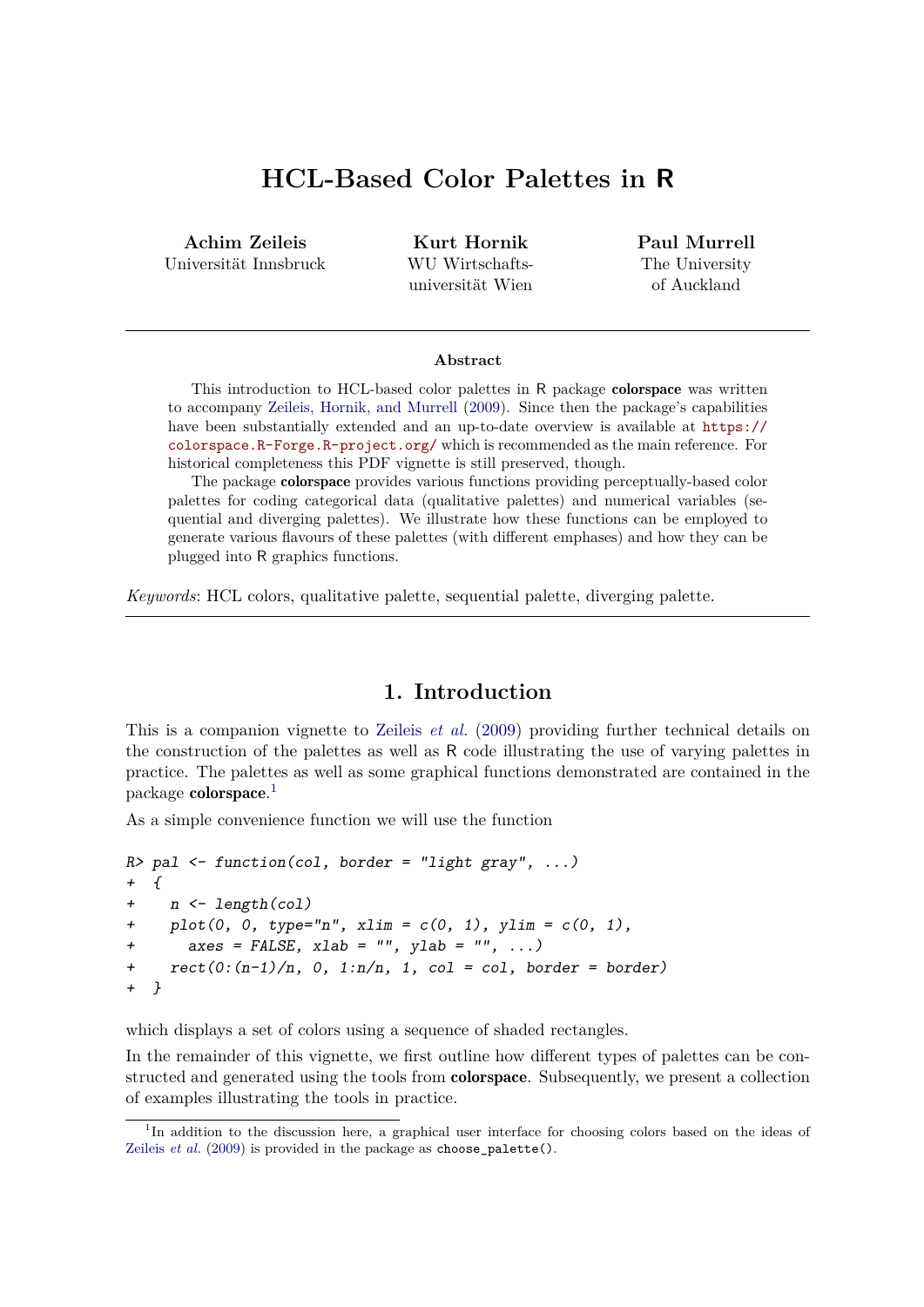# HCL-Based Color Palettes in R

**Achim Zeileis**
Universität Innsbruck

**Kurt Hornik**
WU Wirtschafts-universität Wien

**Paul Murrell**
The University of Auckland

---

**Abstract**

This introduction to HCL-based color palettes in R package **colorspace** was written to accompany Zeileis, Hornik, and Murrell (2009). Since then the package's capabilities have been substantially extended and an up-to-date overview is available at https://colorspace.R-Forge.R-project.org/ which is recommended as the main reference. For historical completeness this PDF vignette is still preserved, though.

The package **colorspace** provides various functions providing perceptually-based color palettes for coding categorical data (qualitative palettes) and numerical variables (sequential and diverging palettes). We illustrate how these functions can be employed to generate various flavours of these palettes (with different emphases) and how they can be plugged into R graphics functions.

*Keywords*: HCL colors, qualitative palette, sequential palette, diverging palette.

---

## 1. Introduction

This is a companion vignette to Zeileis *et al.* (2009) providing further technical details on the construction of the palettes as well as R code illustrating the use of varying palettes in practice. The palettes as well as some graphical functions demonstrated are contained in the package **colorspace**.[1]

As a simple convenience function we will use the function

```
R> pal <- function(col, border = "light gray", ...)
+  {
+    n <- length(col)
+    plot(0, 0, type="n", xlim = c(0, 1), ylim = c(0, 1),
+      axes = FALSE, xlab = "", ylab = "", ...)
+    rect(0:(n-1)/n, 0, 1:n/n, 1, col = col, border = border)
+  }
```

which displays a set of colors using a sequence of shaded rectangles.

In the remainder of this vignette, we first outline how different types of palettes can be constructed and generated using the tools from **colorspace**. Subsequently, we present a collection of examples illustrating the tools in practice.

[1] In addition to the discussion here, a graphical user interface for choosing colors based on the ideas of Zeileis *et al.* (2009) is provided in the package as `choose_palette()`.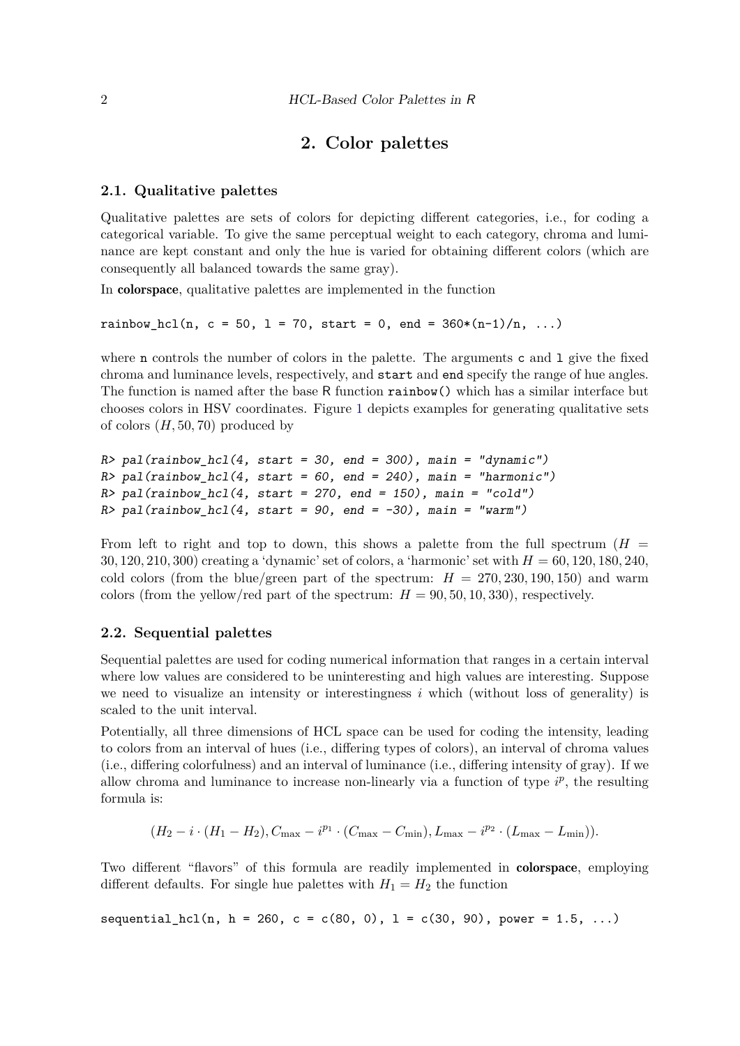# 2. Color palettes

## 2.1. Qualitative palettes

Qualitative palettes are sets of colors for depicting different categories, i.e., for coding a categorical variable. To give the same perceptual weight to each category, chroma and luminance are kept constant and only the hue is varied for obtaining different colors (which are consequently all balanced towards the same gray).

In **colorspace**, qualitative palettes are implemented in the function

```
rainbow_hcl(n, c = 50, l = 70, start = 0, end = 360*(n-1)/n, ...)
```

where `n` controls the number of colors in the palette. The arguments `c` and `l` give the fixed chroma and luminance levels, respectively, and `start` and `end` specify the range of hue angles. The function is named after the base R function `rainbow()` which has a similar interface but chooses colors in HSV coordinates. Figure 1 depicts examples for generating qualitative sets of colors $(H, 50, 70)$ produced by

```
R> pal(rainbow_hcl(4, start = 30, end = 300), main = "dynamic")
R> pal(rainbow_hcl(4, start = 60, end = 240), main = "harmonic")
R> pal(rainbow_hcl(4, start = 270, end = 150), main = "cold")
R> pal(rainbow_hcl(4, start = 90, end = -30), main = "warm")
```

From left to right and top to down, this shows a palette from the full spectrum ($H = 30, 120, 210, 300$) creating a 'dynamic' set of colors, a 'harmonic' set with $H = 60, 120, 180, 240$, cold colors (from the blue/green part of the spectrum: $H = 270, 230, 190, 150$) and warm colors (from the yellow/red part of the spectrum: $H = 90, 50, 10, 330$), respectively.

## 2.2. Sequential palettes

Sequential palettes are used for coding numerical information that ranges in a certain interval where low values are considered to be uninteresting and high values are interesting. Suppose we need to visualize an intensity or interestingness $i$ which (without loss of generality) is scaled to the unit interval.

Potentially, all three dimensions of HCL space can be used for coding the intensity, leading to colors from an interval of hues (i.e., differing types of colors), an interval of chroma values (i.e., differing colorfulness) and an interval of luminance (i.e., differing intensity of gray). If we allow chroma and luminance to increase non-linearly via a function of type $i^p$, the resulting formula is:

$$(H_2 - i \cdot (H_1 - H_2), C_{\max} - i^{p_1} \cdot (C_{\max} - C_{\min}), L_{\max} - i^{p_2} \cdot (L_{\max} - L_{\min})).$$

Two different "flavors" of this formula are readily implemented in **colorspace**, employing different defaults. For single hue palettes with $H_1 = H_2$ the function

```
sequential_hcl(n, h = 260, c = c(80, 0), l = c(30, 90), power = 1.5, ...)
```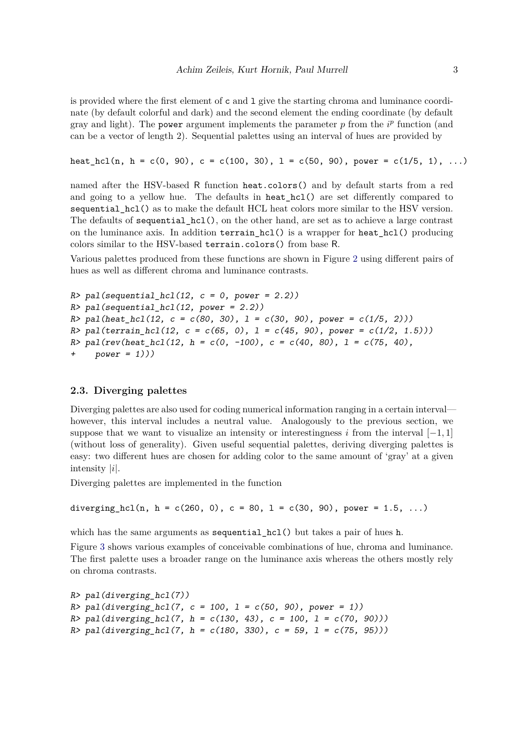is provided where the first element of `c` and `l` give the starting chroma and luminance coordinate (by default colorful and dark) and the second element the ending coordinate (by default gray and light). The `power` argument implements the parameter $p$ from the $i^p$ function (and can be a vector of length 2). Sequential palettes using an interval of hues are provided by

```
heat_hcl(n, h = c(0, 90), c = c(100, 30), l = c(50, 90), power = c(1/5, 1), ...)
```

named after the HSV-based R function `heat.colors()` and by default starts from a red and going to a yellow hue. The defaults in `heat_hcl()` are set differently compared to `sequential_hcl()` as to make the default HCL heat colors more similar to the HSV version. The defaults of `sequential_hcl()`, on the other hand, are set as to achieve a large contrast on the luminance axis. In addition `terrain_hcl()` is a wrapper for `heat_hcl()` producing colors similar to the HSV-based `terrain.colors()` from base R.

Various palettes produced from these functions are shown in Figure 2 using different pairs of hues as well as different chroma and luminance contrasts.

```
R> pal(sequential_hcl(12, c = 0, power = 2.2))
R> pal(sequential_hcl(12, power = 2.2))
R> pal(heat_hcl(12, c = c(80, 30), l = c(30, 90), power = c(1/5, 2)))
R> pal(terrain_hcl(12, c = c(65, 0), l = c(45, 90), power = c(1/2, 1.5)))
R> pal(rev(heat_hcl(12, h = c(0, -100), c = c(40, 80), l = c(75, 40),
+    power = 1)))
```

### 2.3. Diverging palettes

Diverging palettes are also used for coding numerical information ranging in a certain interval—however, this interval includes a neutral value. Analogously to the previous section, we suppose that we want to visualize an intensity or interestingness $i$ from the interval $[-1, 1]$ (without loss of generality). Given useful sequential palettes, deriving diverging palettes is easy: two different hues are chosen for adding color to the same amount of 'gray' at a given intensity $|i|$.

Diverging palettes are implemented in the function

```
diverging_hcl(n, h = c(260, 0), c = 80, l = c(30, 90), power = 1.5, ...)
```

which has the same arguments as `sequential_hcl()` but takes a pair of hues `h`.

Figure 3 shows various examples of conceivable combinations of hue, chroma and luminance. The first palette uses a broader range on the luminance axis whereas the others mostly rely on chroma contrasts.

```
R> pal(diverging_hcl(7))
R> pal(diverging_hcl(7, c = 100, l = c(50, 90), power = 1))
R> pal(diverging_hcl(7, h = c(130, 43), c = 100, l = c(70, 90)))
R> pal(diverging_hcl(7, h = c(180, 330), c = 59, l = c(75, 95)))
```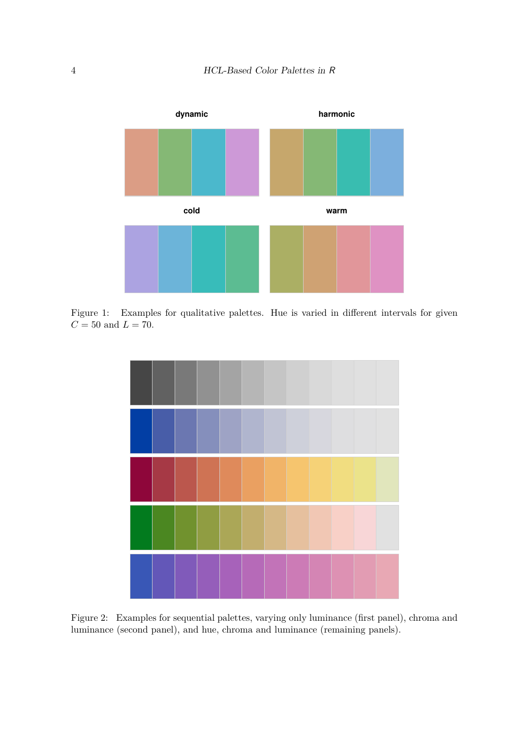**dynamic** **harmonic**

**cold** **warm**

Figure 1: Examples for qualitative palettes. Hue is varied in different intervals for given $C = 50$ and $L = 70$.

Figure 2: Examples for sequential palettes, varying only luminance (first panel), chroma and luminance (second panel), and hue, chroma and luminance (remaining panels).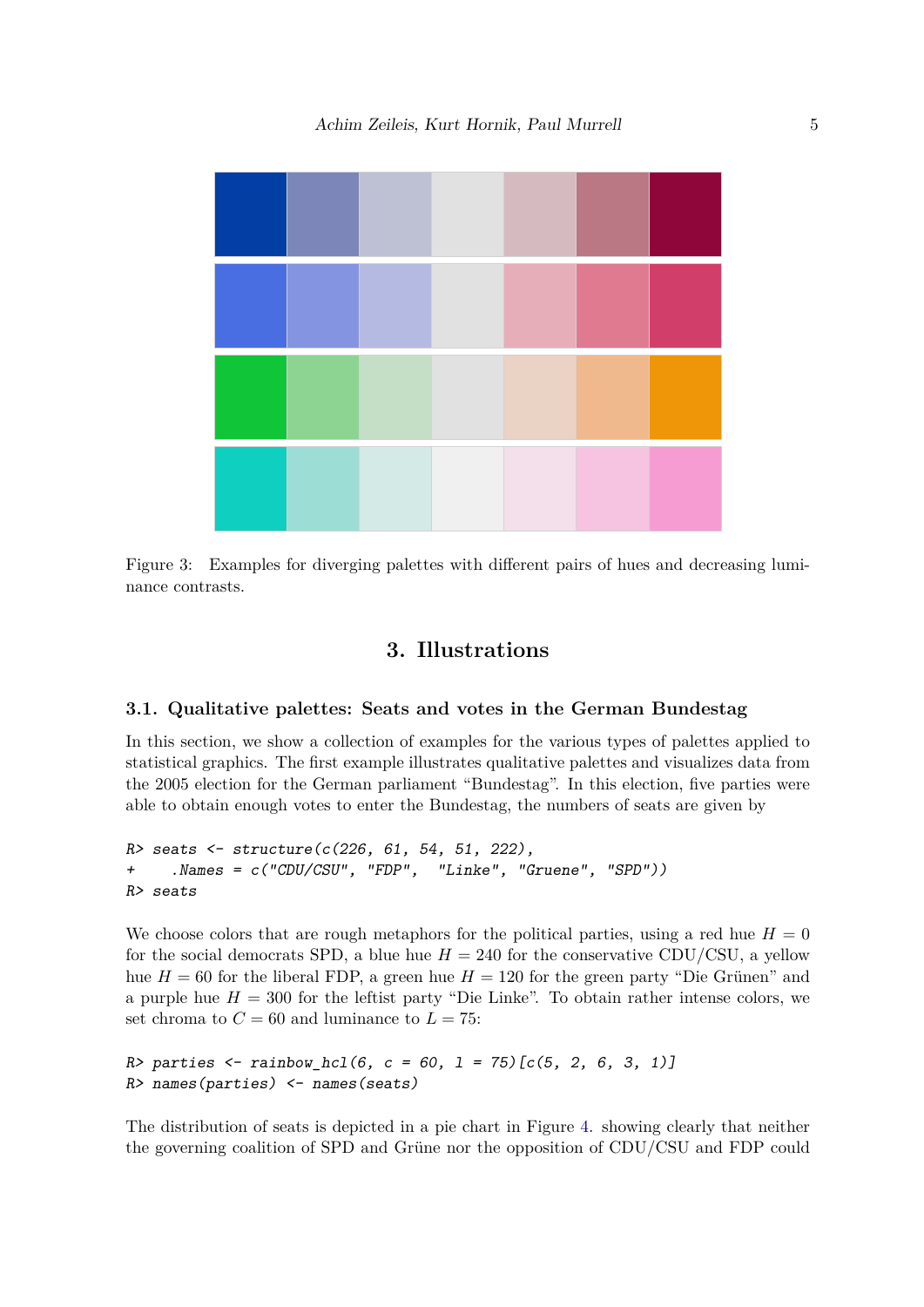Figure 3: Examples for diverging palettes with different pairs of hues and decreasing luminance contrasts.

# 3. Illustrations

## 3.1. Qualitative palettes: Seats and votes in the German Bundestag

In this section, we show a collection of examples for the various types of palettes applied to statistical graphics. The first example illustrates qualitative palettes and visualizes data from the 2005 election for the German parliament "Bundestag". In this election, five parties were able to obtain enough votes to enter the Bundestag, the numbers of seats are given by

```
R> seats <- structure(c(226, 61, 54, 51, 222),
+    .Names = c("CDU/CSU", "FDP",  "Linke", "Gruene", "SPD"))
R> seats
```

We choose colors that are rough metaphors for the political parties, using a red hue $H = 0$ for the social democrats SPD, a blue hue $H = 240$ for the conservative CDU/CSU, a yellow hue $H = 60$ for the liberal FDP, a green hue $H = 120$ for the green party "Die Grünen" and a purple hue $H = 300$ for the leftist party "Die Linke". To obtain rather intense colors, we set chroma to $C = 60$ and luminance to $L = 75$:

```
R> parties <- rainbow_hcl(6, c = 60, l = 75)[c(5, 2, 6, 3, 1)]
R> names(parties) <- names(seats)
```

The distribution of seats is depicted in a pie chart in Figure 4. showing clearly that neither the governing coalition of SPD and Grüne nor the opposition of CDU/CSU and FDP could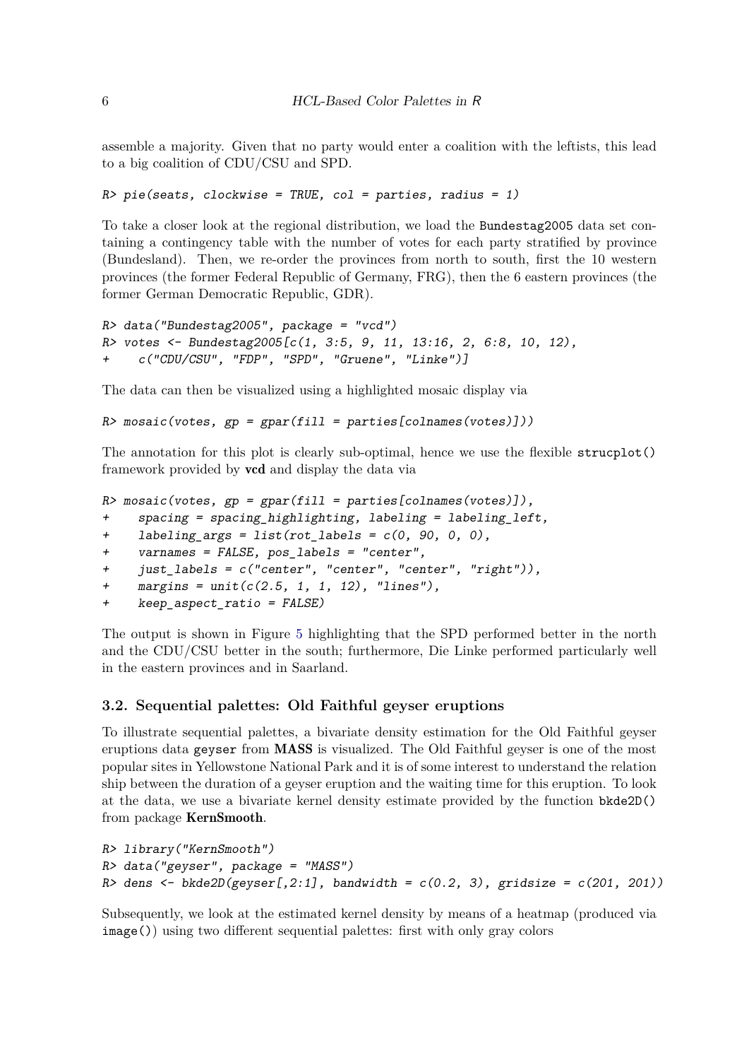assemble a majority. Given that no party would enter a coalition with the leftists, this lead to a big coalition of CDU/CSU and SPD.

```
R> pie(seats, clockwise = TRUE, col = parties, radius = 1)
```

To take a closer look at the regional distribution, we load the Bundestag2005 data set containing a contingency table with the number of votes for each party stratified by province (Bundesland). Then, we re-order the provinces from north to south, first the 10 western provinces (the former Federal Republic of Germany, FRG), then the 6 eastern provinces (the former German Democratic Republic, GDR).

```
R> data("Bundestag2005", package = "vcd")
R> votes <- Bundestag2005[c(1, 3:5, 9, 11, 13:16, 2, 6:8, 10, 12),
+    c("CDU/CSU", "FDP", "SPD", "Gruene", "Linke")]
```

The data can then be visualized using a highlighted mosaic display via

```
R> mosaic(votes, gp = gpar(fill = parties[colnames(votes)]))
```

The annotation for this plot is clearly sub-optimal, hence we use the flexible strucplot() framework provided by **vcd** and display the data via

```
R> mosaic(votes, gp = gpar(fill = parties[colnames(votes)]),
+    spacing = spacing_highlighting, labeling = labeling_left,
+    labeling_args = list(rot_labels = c(0, 90, 0, 0),
+    varnames = FALSE, pos_labels = "center",
+    just_labels = c("center", "center", "center", "right")),
+    margins = unit(c(2.5, 1, 1, 12), "lines"),
+    keep_aspect_ratio = FALSE)
```

The output is shown in Figure 5 highlighting that the SPD performed better in the north and the CDU/CSU better in the south; furthermore, Die Linke performed particularly well in the eastern provinces and in Saarland.

### 3.2. Sequential palettes: Old Faithful geyser eruptions

To illustrate sequential palettes, a bivariate density estimation for the Old Faithful geyser eruptions data geyser from **MASS** is visualized. The Old Faithful geyser is one of the most popular sites in Yellowstone National Park and it is of some interest to understand the relation ship between the duration of a geyser eruption and the waiting time for this eruption. To look at the data, we use a bivariate kernel density estimate provided by the function bkde2D() from package **KernSmooth**.

```
R> library("KernSmooth")
R> data("geyser", package = "MASS")
R> dens <- bkde2D(geyser[,2:1], bandwidth = c(0.2, 3), gridsize = c(201, 201))
```

Subsequently, we look at the estimated kernel density by means of a heatmap (produced via image()) using two different sequential palettes: first with only gray colors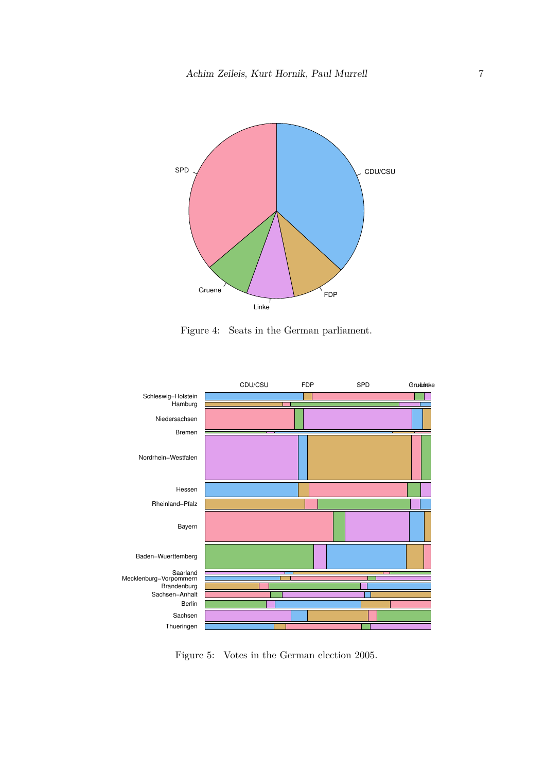Figure 4: Seats in the German parliament.

Figure 5: Votes in the German election 2005.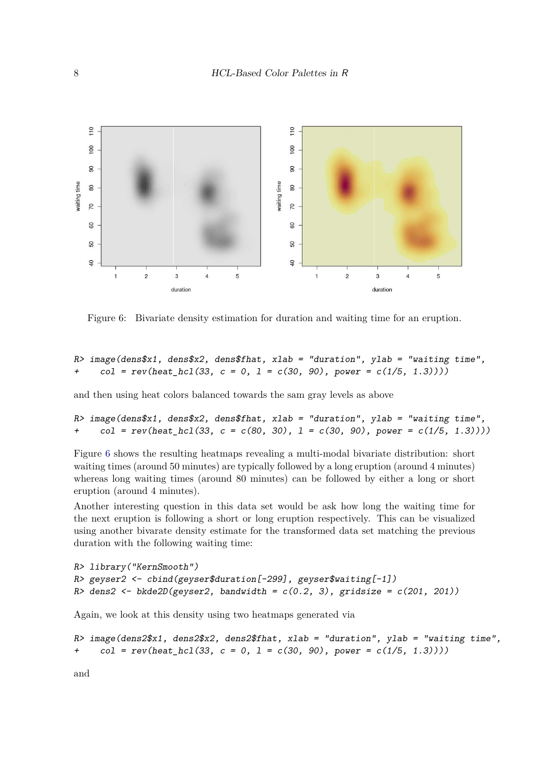Figure 6: Bivariate density estimation for duration and waiting time for an eruption.

```
R> image(dens$x1, dens$x2, dens$fhat, xlab = "duration", ylab = "waiting time",
+    col = rev(heat_hcl(33, c = 0, l = c(30, 90), power = c(1/5, 1.3))))
```

and then using heat colors balanced towards the sam gray levels as above

```
R> image(dens$x1, dens$x2, dens$fhat, xlab = "duration", ylab = "waiting time",
+    col = rev(heat_hcl(33, c = c(80, 30), l = c(30, 90), power = c(1/5, 1.3))))
```

Figure 6 shows the resulting heatmaps revealing a multi-modal bivariate distribution: short waiting times (around 50 minutes) are typically followed by a long eruption (around 4 minutes) whereas long waiting times (around 80 minutes) can be followed by either a long or short eruption (around 4 minutes).

Another interesting question in this data set would be ask how long the waiting time for the next eruption is following a short or long eruption respectively. This can be visualized using another bivarate density estimate for the transformed data set matching the previous duration with the following waiting time:

```
R> library("KernSmooth")
R> geyser2 <- cbind(geyser$duration[-299], geyser$waiting[-1])
R> dens2 <- bkde2D(geyser2, bandwidth = c(0.2, 3), gridsize = c(201, 201))
```

Again, we look at this density using two heatmaps generated via

```
R> image(dens2$x1, dens2$x2, dens2$fhat, xlab = "duration", ylab = "waiting time",
+    col = rev(heat_hcl(33, c = 0, l = c(30, 90), power = c(1/5, 1.3))))
```

and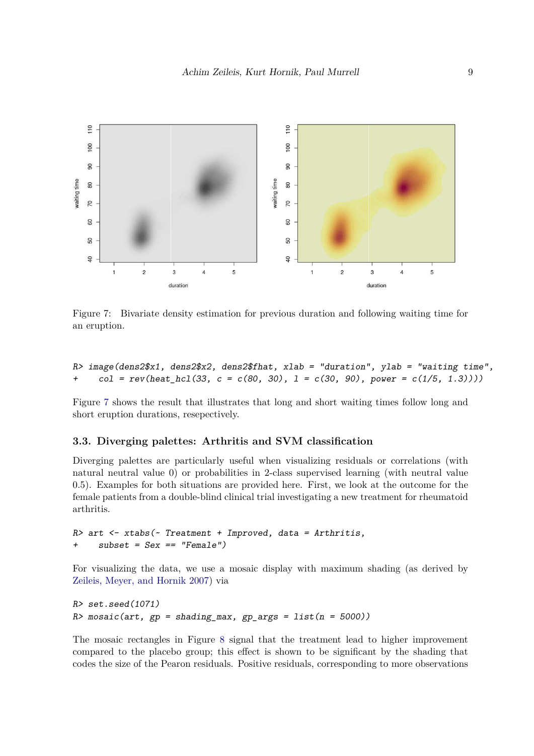Figure 7: Bivariate density estimation for previous duration and following waiting time for an eruption.

```
R> image(dens2$x1, dens2$x2, dens2$fhat, xlab = "duration", ylab = "waiting time",
+    col = rev(heat_hcl(33, c = c(80, 30), l = c(30, 90), power = c(1/5, 1.3))))
```

Figure 7 shows the result that illustrates that long and short waiting times follow long and short eruption durations, resepectively.

## 3.3. Diverging palettes: Arthritis and SVM classification

Diverging palettes are particularly useful when visualizing residuals or correlations (with natural neutral value 0) or probabilities in 2-class supervised learning (with neutral value 0.5). Examples for both situations are provided here. First, we look at the outcome for the female patients from a double-blind clinical trial investigating a new treatment for rheumatoid arthritis.

```
R> art <- xtabs(~ Treatment + Improved, data = Arthritis,
+    subset = Sex == "Female")
```

For visualizing the data, we use a mosaic display with maximum shading (as derived by Zeileis, Meyer, and Hornik 2007) via

```
R> set.seed(1071)
R> mosaic(art, gp = shading_max, gp_args = list(n = 5000))
```

The mosaic rectangles in Figure 8 signal that the treatment lead to higher improvement compared to the placebo group; this effect is shown to be significant by the shading that codes the size of the Pearon residuals. Positive residuals, corresponding to more observations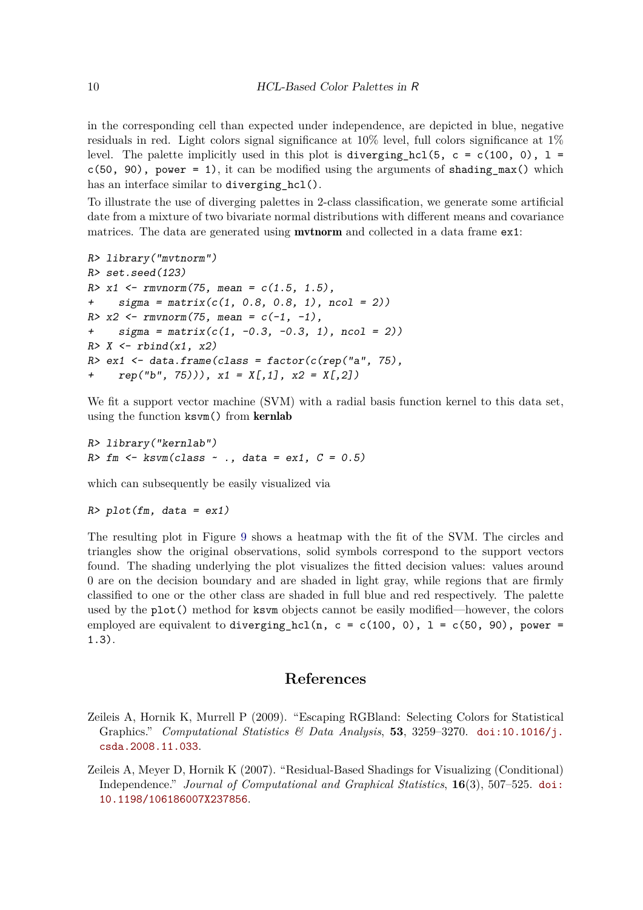in the corresponding cell than expected under independence, are depicted in blue, negative residuals in red. Light colors signal significance at 10% level, full colors significance at 1% level. The palette implicitly used in this plot is `diverging_hcl(5, c = c(100, 0), l = c(50, 90), power = 1)`, it can be modified using the arguments of `shading_max()` which has an interface similar to `diverging_hcl()`.

To illustrate the use of diverging palettes in 2-class classification, we generate some artificial date from a mixture of two bivariate normal distributions with different means and covariance matrices. The data are generated using **mvtnorm** and collected in a data frame `ex1`:

```
R> library("mvtnorm")
R> set.seed(123)
R> x1 <- rmvnorm(75, mean = c(1.5, 1.5),
+    sigma = matrix(c(1, 0.8, 0.8, 1), ncol = 2))
R> x2 <- rmvnorm(75, mean = c(-1, -1),
+    sigma = matrix(c(1, -0.3, -0.3, 1), ncol = 2))
R> X <- rbind(x1, x2)
R> ex1 <- data.frame(class = factor(c(rep("a", 75),
+    rep("b", 75))), x1 = X[,1], x2 = X[,2])
```

We fit a support vector machine (SVM) with a radial basis function kernel to this data set, using the function `ksvm()` from **kernlab**

```
R> library("kernlab")
R> fm <- ksvm(class ~ ., data = ex1, C = 0.5)
```

which can subsequently be easily visualized via

```
R> plot(fm, data = ex1)
```

The resulting plot in Figure 9 shows a heatmap with the fit of the SVM. The circles and triangles show the original observations, solid symbols correspond to the support vectors found. The shading underlying the plot visualizes the fitted decision values: values around 0 are on the decision boundary and are shaded in light gray, while regions that are firmly classified to one or the other class are shaded in full blue and red respectively. The palette used by the `plot()` method for `ksvm` objects cannot be easily modified—however, the colors employed are equivalent to `diverging_hcl(n, c = c(100, 0), l = c(50, 90), power = 1.3)`.

## References

Zeileis A, Hornik K, Murrell P (2009). "Escaping RGBland: Selecting Colors for Statistical Graphics." *Computational Statistics & Data Analysis*, **53**, 3259–3270. doi:10.1016/j.csda.2008.11.033.

Zeileis A, Meyer D, Hornik K (2007). "Residual-Based Shadings for Visualizing (Conditional) Independence." *Journal of Computational and Graphical Statistics*, **16**(3), 507–525. doi:10.1198/106186007X237856.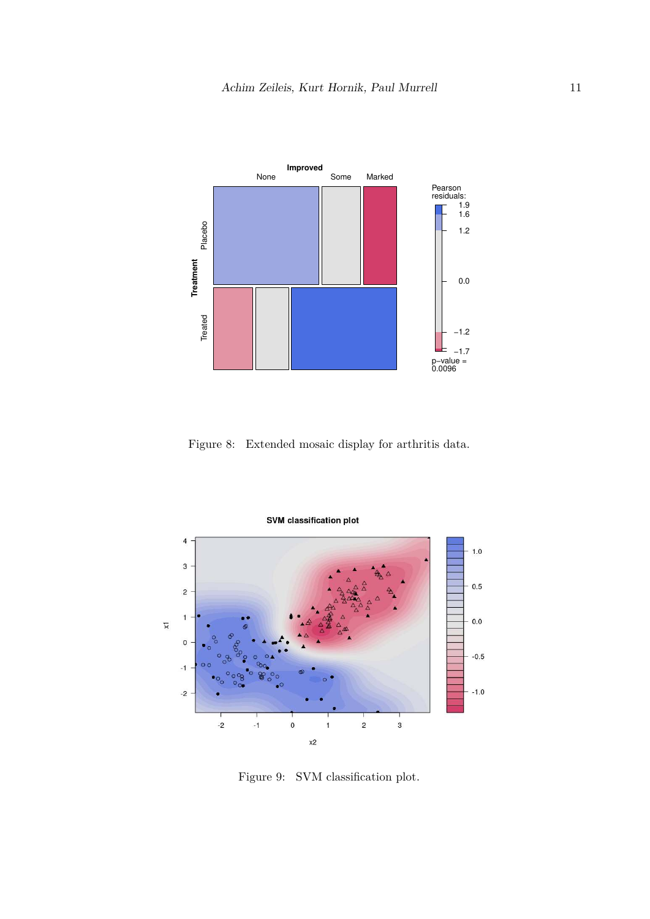Figure 8: Extended mosaic display for arthritis data.

Figure 9: SVM classification plot.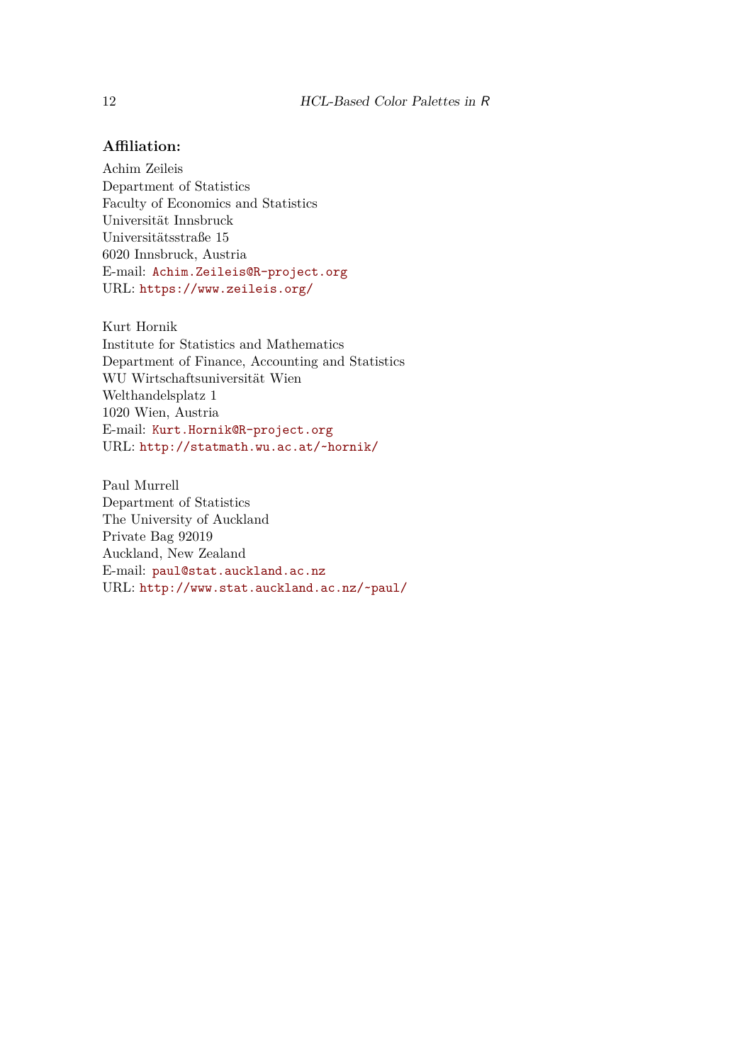**Affiliation:**

Achim Zeileis
Department of Statistics
Faculty of Economics and Statistics
Universität Innsbruck
Universitätsstraße 15
6020 Innsbruck, Austria
E-mail: Achim.Zeileis@R-project.org
URL: https://www.zeileis.org/

Kurt Hornik
Institute for Statistics and Mathematics
Department of Finance, Accounting and Statistics
WU Wirtschaftsuniversität Wien
Welthandelsplatz 1
1020 Wien, Austria
E-mail: Kurt.Hornik@R-project.org
URL: http://statmath.wu.ac.at/~hornik/

Paul Murrell
Department of Statistics
The University of Auckland
Private Bag 92019
Auckland, New Zealand
E-mail: paul@stat.auckland.ac.nz
URL: http://www.stat.auckland.ac.nz/~paul/